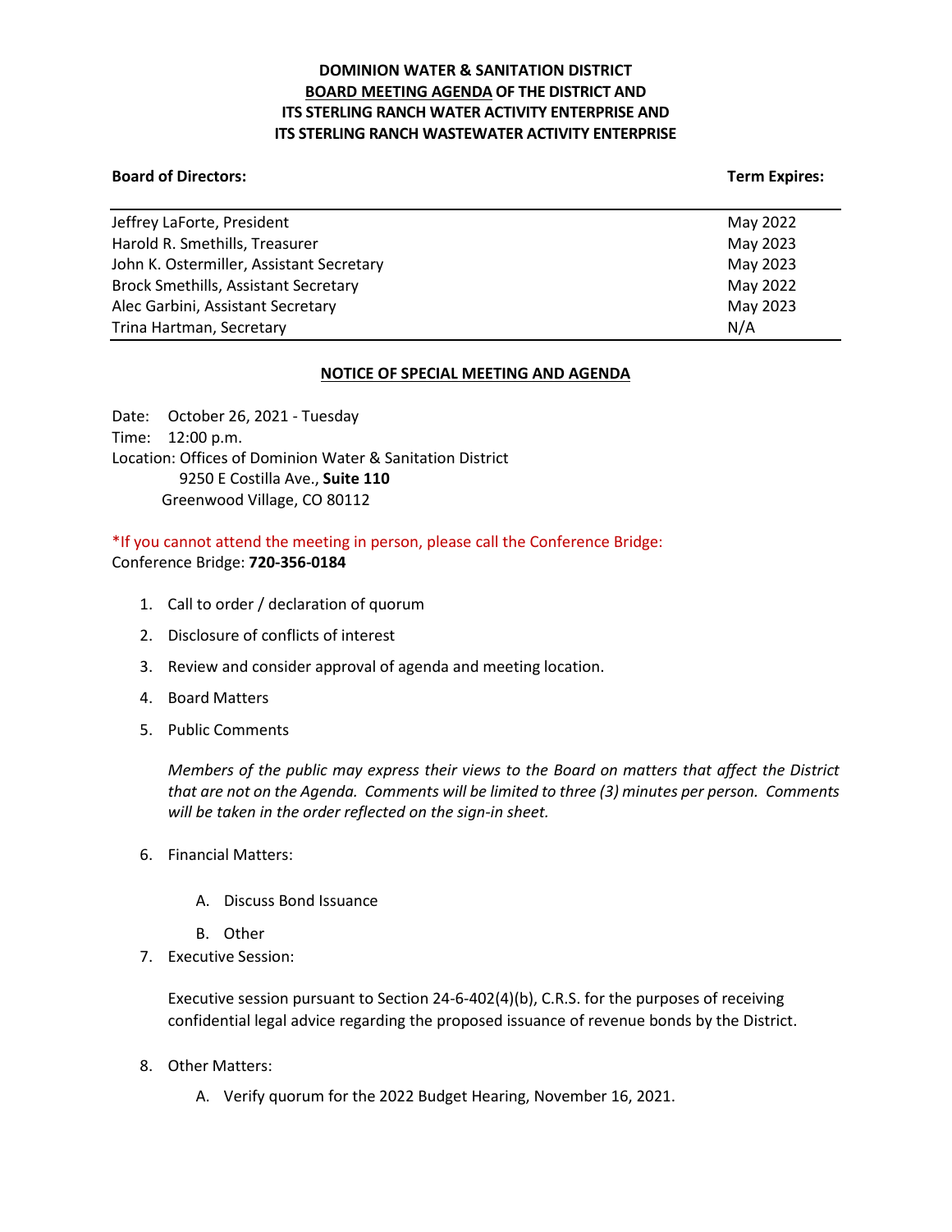**DOMINION WATER & SANITATION DISTRICT**
**BOARD MEETING AGENDA OF THE DISTRICT AND**
**ITS STERLING RANCH WATER ACTIVITY ENTERPRISE AND**
**ITS STERLING RANCH WASTEWATER ACTIVITY ENTERPRISE**

| **Board of Directors:** | **Term Expires:** |
|---|---|
| Jeffrey LaForte, President | May 2022 |
| Harold R. Smethills, Treasurer | May 2023 |
| John K. Ostermiller, Assistant Secretary | May 2023 |
| Brock Smethills, Assistant Secretary | May 2022 |
| Alec Garbini, Assistant Secretary | May 2023 |
| Trina Hartman, Secretary | N/A |

**NOTICE OF SPECIAL MEETING AND AGENDA**

Date: October 26, 2021 - Tuesday
Time: 12:00 p.m.
Location: Offices of Dominion Water & Sanitation District
9250 E Costilla Ave., **Suite 110**
Greenwood Village, CO 80112

*If you cannot attend the meeting in person, please call the Conference Bridge:
Conference Bridge: **720-356-0184**

1. Call to order / declaration of quorum
2. Disclosure of conflicts of interest
3. Review and consider approval of agenda and meeting location.
4. Board Matters
5. Public Comments

   *Members of the public may express their views to the Board on matters that affect the District that are not on the Agenda. Comments will be limited to three (3) minutes per person. Comments will be taken in the order reflected on the sign-in sheet.*

6. Financial Matters:
   - A. Discuss Bond Issuance
   - B. Other
7. Executive Session:

   Executive session pursuant to Section 24-6-402(4)(b), C.R.S. for the purposes of receiving confidential legal advice regarding the proposed issuance of revenue bonds by the District.

8. Other Matters:
   - A. Verify quorum for the 2022 Budget Hearing, November 16, 2021.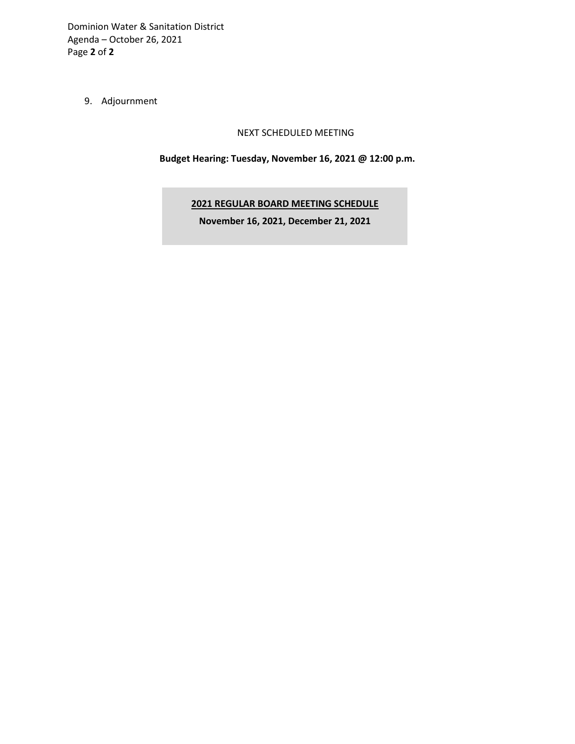9. Adjournment

NEXT SCHEDULED MEETING

**Budget Hearing: Tuesday, November 16, 2021 @ 12:00 p.m.**

**2021 REGULAR BOARD MEETING SCHEDULE**

**November 16, 2021, December 21, 2021**